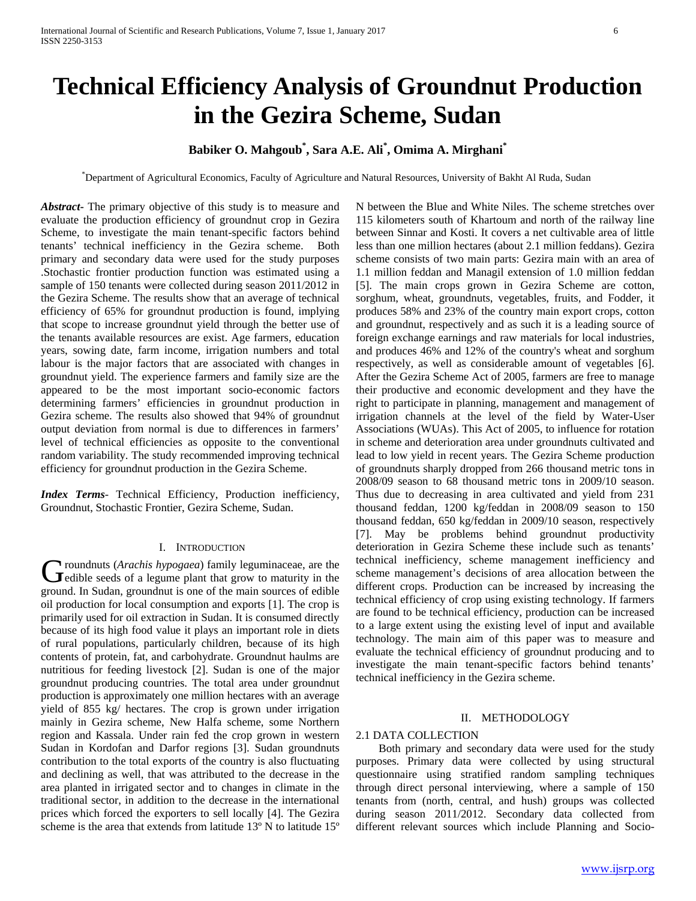# Technical Efficiency Analysis of Groundnut Production in the Gezira Scheme, Sudan

**Babiker O. Mahgoub[*], Sara A.E. Ali[*], Omima A. Mirghani[*]**

[*]Department of Agricultural Economics, Faculty of Agriculture and Natural Resources, University of Bakht Al Ruda, Sudan

***Abstract-*** The primary objective of this study is to measure and evaluate the production efficiency of groundnut crop in Gezira Scheme, to investigate the main tenant-specific factors behind tenants' technical inefficiency in the Gezira scheme. Both primary and secondary data were used for the study purposes .Stochastic frontier production function was estimated using a sample of 150 tenants were collected during season 2011/2012 in the Gezira Scheme. The results show that an average of technical efficiency of 65% for groundnut production is found, implying that scope to increase groundnut yield through the better use of the tenants available resources are exist. Age farmers, education years, sowing date, farm income, irrigation numbers and total labour is the major factors that are associated with changes in groundnut yield. The experience farmers and family size are the appeared to be the most important socio-economic factors determining farmers' efficiencies in groundnut production in Gezira scheme. The results also showed that 94% of groundnut output deviation from normal is due to differences in farmers' level of technical efficiencies as opposite to the conventional random variability. The study recommended improving technical efficiency for groundnut production in the Gezira Scheme.

***Index Terms*-** Technical Efficiency, Production inefficiency, Groundnut, Stochastic Frontier, Gezira Scheme, Sudan.

## I. Introduction

Groundnuts (*Arachis hypogaea*) family leguminaceae, are the edible seeds of a legume plant that grow to maturity in the ground. In Sudan, groundnut is one of the main sources of edible oil production for local consumption and exports [1]. The crop is primarily used for oil extraction in Sudan. It is consumed directly because of its high food value it plays an important role in diets of rural populations, particularly children, because of its high contents of protein, fat, and carbohydrate. Groundnut haulms are nutritious for feeding livestock [2]. Sudan is one of the major groundnut producing countries. The total area under groundnut production is approximately one million hectares with an average yield of 855 kg/ hectares. The crop is grown under irrigation mainly in Gezira scheme, New Halfa scheme, some Northern region and Kassala. Under rain fed the crop grown in western Sudan in Kordofan and Darfor regions [3]. Sudan groundnuts contribution to the total exports of the country is also fluctuating and declining as well, that was attributed to the decrease in the area planted in irrigated sector and to changes in climate in the traditional sector, in addition to the decrease in the international prices which forced the exporters to sell locally [4]. The Gezira scheme is the area that extends from latitude 13º N to latitude 15º N between the Blue and White Niles. The scheme stretches over 115 kilometers south of Khartoum and north of the railway line between Sinnar and Kosti. It covers a net cultivable area of little less than one million hectares (about 2.1 million feddans). Gezira scheme consists of two main parts: Gezira main with an area of 1.1 million feddan and Managil extension of 1.0 million feddan [5]. The main crops grown in Gezira Scheme are cotton, sorghum, wheat, groundnuts, vegetables, fruits, and Fodder, it produces 58% and 23% of the country main export crops, cotton and groundnut, respectively and as such it is a leading source of foreign exchange earnings and raw materials for local industries, and produces 46% and 12% of the country's wheat and sorghum respectively, as well as considerable amount of vegetables [6]. After the Gezira Scheme Act of 2005, farmers are free to manage their productive and economic development and they have the right to participate in planning, management and management of irrigation channels at the level of the field by Water-User Associations (WUAs). This Act of 2005, to influence for rotation in scheme and deterioration area under groundnuts cultivated and lead to low yield in recent years. The Gezira Scheme production of groundnuts sharply dropped from 266 thousand metric tons in 2008/09 season to 68 thousand metric tons in 2009/10 season. Thus due to decreasing in area cultivated and yield from 231 thousand feddan, 1200 kg/feddan in 2008/09 season to 150 thousand feddan, 650 kg/feddan in 2009/10 season, respectively [7]. May be problems behind groundnut productivity deterioration in Gezira Scheme these include such as tenants' technical inefficiency, scheme management inefficiency and scheme management's decisions of area allocation between the different crops. Production can be increased by increasing the technical efficiency of crop using existing technology. If farmers are found to be technical efficiency, production can be increased to a large extent using the existing level of input and available technology. The main aim of this paper was to measure and evaluate the technical efficiency of groundnut producing and to investigate the main tenant-specific factors behind tenants' technical inefficiency in the Gezira scheme.

## II. Methodology

### 2.1 Data Collection

Both primary and secondary data were used for the study purposes. Primary data were collected by using structural questionnaire using stratified random sampling techniques through direct personal interviewing, where a sample of 150 tenants from (north, central, and hush) groups was collected during season 2011/2012. Secondary data collected from different relevant sources which include Planning and Socio-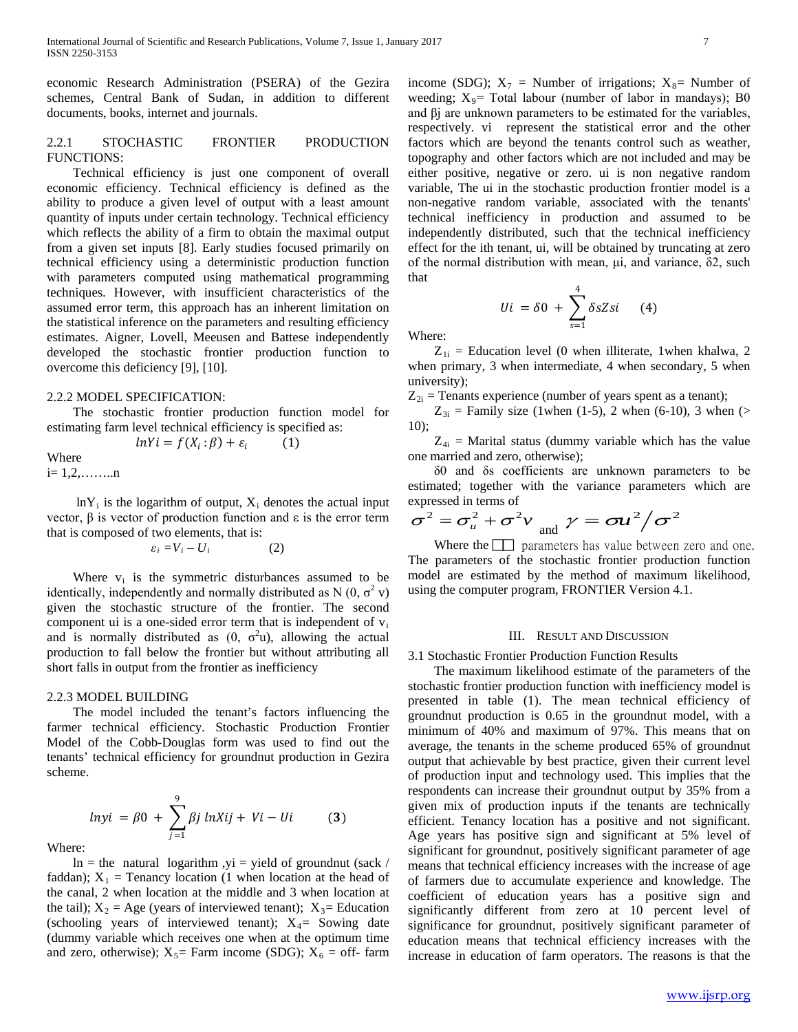economic Research Administration (PSERA) of the Gezira schemes, Central Bank of Sudan, in addition to different documents, books, internet and journals.

### 2.2.1 STOCHASTIC FRONTIER PRODUCTION FUNCTIONS:

Technical efficiency is just one component of overall economic efficiency. Technical efficiency is defined as the ability to produce a given level of output with a least amount quantity of inputs under certain technology. Technical efficiency which reflects the ability of a firm to obtain the maximal output from a given set inputs [8]. Early studies focused primarily on technical efficiency using a deterministic production function with parameters computed using mathematical programming techniques. However, with insufficient characteristics of the assumed error term, this approach has an inherent limitation on the statistical inference on the parameters and resulting efficiency estimates. Aigner, Lovell, Meeusen and Battese independently developed the stochastic frontier production function to overcome this deficiency [9], [10].

### 2.2.2 MODEL SPECIFICATION:

The stochastic frontier production function model for estimating farm level technical efficiency is specified as:

$$lnYi = f(X_i : \beta) + \varepsilon_i \qquad (1)$$

Where

i= 1,2,……..n

$lnY_i$ is the logarithm of output, $X_i$ denotes the actual input vector, β is vector of production function and ε is the error term that is composed of two elements, that is:

$$\varepsilon_i = V_i - U_i \qquad (2)$$

Where $v_i$ is the symmetric disturbances assumed to be identically, independently and normally distributed as N (0, $\sigma^2$ v) given the stochastic structure of the frontier. The second component ui is a one-sided error term that is independent of $v_i$ and is normally distributed as (0, $\sigma^2$u), allowing the actual production to fall below the frontier but without attributing all short falls in output from the frontier as inefficiency

### 2.2.3 MODEL BUILDING

The model included the tenant's factors influencing the farmer technical efficiency. Stochastic Production Frontier Model of the Cobb-Douglas form was used to find out the tenants' technical efficiency for groundnut production in Gezira scheme.

$$lnyi = \beta 0 + \sum_{j=1}^{9} \beta j \; lnXij + Vi - Ui \qquad (\mathbf{3})$$

Where:

ln = the natural logarithm ,yi = yield of groundnut (sack / faddan); $X_1$ = Tenancy location (1 when location at the head of the canal, 2 when location at the middle and 3 when location at the tail); $X_2$ = Age (years of interviewed tenant); $X_3$= Education (schooling years of interviewed tenant); $X_4$= Sowing date (dummy variable which receives one when at the optimum time and zero, otherwise); $X_5$= Farm income (SDG); $X_6$ = off- farm income (SDG); $X_7$ = Number of irrigations; $X_8$= Number of weeding; $X_9$= Total labour (number of labor in mandays); B0 and βj are unknown parameters to be estimated for the variables, respectively. vi represent the statistical error and the other factors which are beyond the tenants control such as weather, topography and other factors which are not included and may be either positive, negative or zero. ui is non negative random variable, The ui in the stochastic production frontier model is a non-negative random variable, associated with the tenants' technical inefficiency in production and assumed to be independently distributed, such that the technical inefficiency effect for the ith tenant, ui, will be obtained by truncating at zero of the normal distribution with mean, μi, and variance, δ2, such that

$$Ui = \delta 0 + \sum_{s=1}^{4} \delta sZsi \qquad (4)$$

Where:

$Z_{1i}$ = Education level (0 when illiterate, 1when khalwa, 2 when primary, 3 when intermediate, 4 when secondary, 5 when university);

$Z_{2i}$ = Tenants experience (number of years spent as a tenant);

$Z_{3i}$ = Family size (1when (1-5), 2 when (6-10), 3 when (> 10);

$Z_{4i}$ = Marital status (dummy variable which has the value one married and zero, otherwise);

δ0 and δs coefficients are unknown parameters to be estimated; together with the variance parameters which are expressed in terms of

$$\sigma^2 = \sigma_u^2 + \sigma^2 v \text{ and } \gamma = \sigma u^2 / \sigma^2$$

Where the ☐☐ parameters has value between zero and one. The parameters of the stochastic frontier production function model are estimated by the method of maximum likelihood, using the computer program, FRONTIER Version 4.1.

## III. RESULT AND DISCUSSION

### 3.1 Stochastic Frontier Production Function Results

The maximum likelihood estimate of the parameters of the stochastic frontier production function with inefficiency model is presented in table (1). The mean technical efficiency of groundnut production is 0.65 in the groundnut model, with a minimum of 40% and maximum of 97%. This means that on average, the tenants in the scheme produced 65% of groundnut output that achievable by best practice, given their current level of production input and technology used. This implies that the respondents can increase their groundnut output by 35% from a given mix of production inputs if the tenants are technically efficient. Tenancy location has a positive and not significant. Age years has positive sign and significant at 5% level of significant for groundnut, positively significant parameter of age means that technical efficiency increases with the increase of age of farmers due to accumulate experience and knowledge. The coefficient of education years has a positive sign and significantly different from zero at 10 percent level of significance for groundnut, positively significant parameter of education means that technical efficiency increases with the increase in education of farm operators. The reasons is that the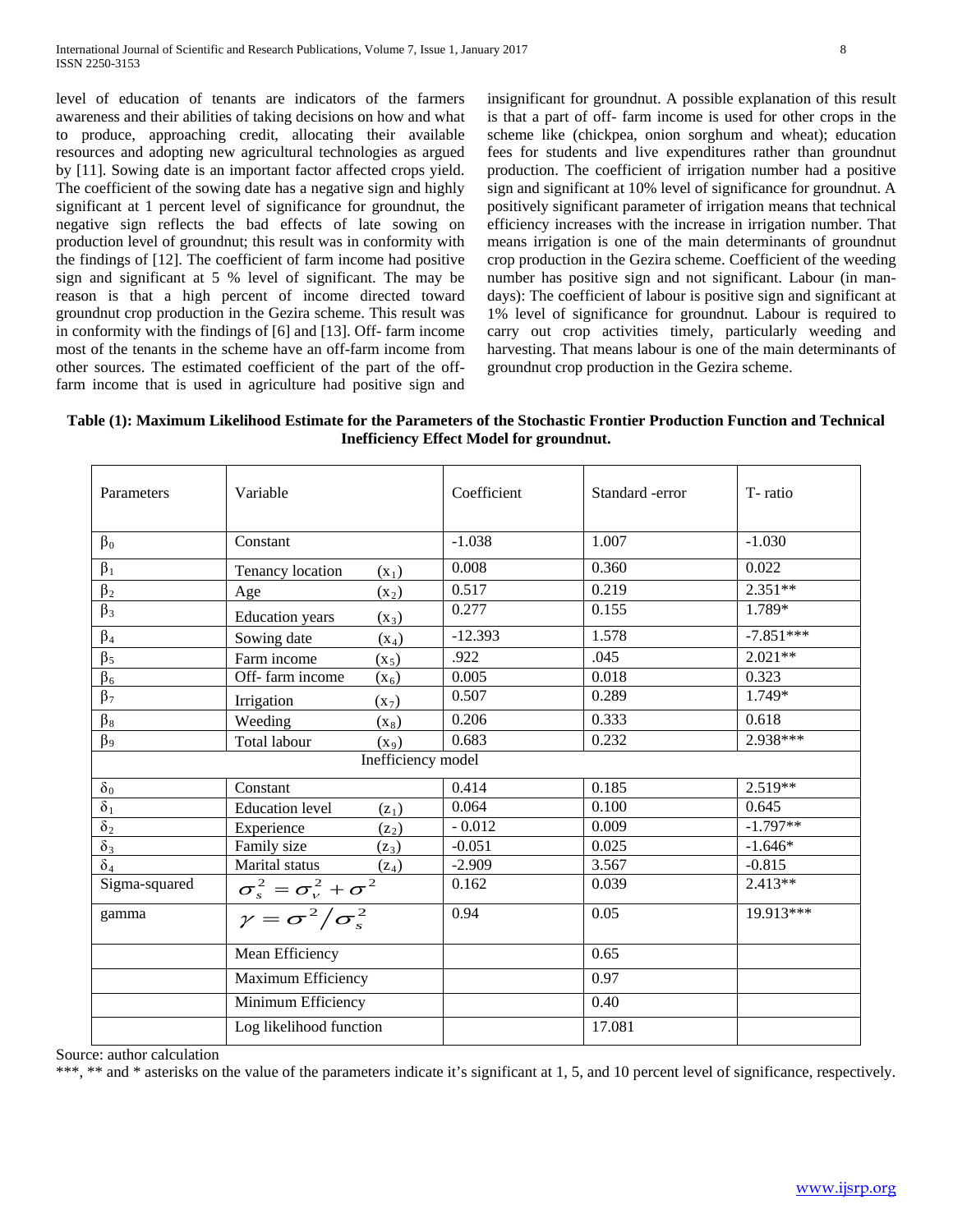level of education of tenants are indicators of the farmers awareness and their abilities of taking decisions on how and what to produce, approaching credit, allocating their available resources and adopting new agricultural technologies as argued by [11]. Sowing date is an important factor affected crops yield. The coefficient of the sowing date has a negative sign and highly significant at 1 percent level of significance for groundnut, the negative sign reflects the bad effects of late sowing on production level of groundnut; this result was in conformity with the findings of [12]. The coefficient of farm income had positive sign and significant at 5 % level of significant. The may be reason is that a high percent of income directed toward groundnut crop production in the Gezira scheme. This result was in conformity with the findings of [6] and [13]. Off- farm income most of the tenants in the scheme have an off-farm income from other sources. The estimated coefficient of the part of the off-farm income that is used in agriculture had positive sign and insignificant for groundnut. A possible explanation of this result is that a part of off- farm income is used for other crops in the scheme like (chickpea, onion sorghum and wheat); education fees for students and live expenditures rather than groundnut production. The coefficient of irrigation number had a positive sign and significant at 10% level of significance for groundnut. A positively significant parameter of irrigation means that technical efficiency increases with the increase in irrigation number. That means irrigation is one of the main determinants of groundnut crop production in the Gezira scheme. Coefficient of the weeding number has positive sign and not significant. Labour (in man-days): The coefficient of labour is positive sign and significant at 1% level of significance for groundnut. Labour is required to carry out crop activities timely, particularly weeding and harvesting. That means labour is one of the main determinants of groundnut crop production in the Gezira scheme.

**Table (1): Maximum Likelihood Estimate for the Parameters of the Stochastic Frontier Production Function and Technical Inefficiency Effect Model for groundnut.**

| Parameters | Variable | Coefficient | Standard -error | T- ratio |
|---|---|---|---|---|
| $\beta_0$ | Constant | -1.038 | 1.007 | -1.030 |
| $\beta_1$ | Tenancy location $(x_1)$ | 0.008 | 0.360 | 0.022 |
| $\beta_2$ | Age $(x_2)$ | 0.517 | 0.219 | 2.351** |
| $\beta_3$ | Education years $(x_3)$ | 0.277 | 0.155 | 1.789* |
| $\beta_4$ | Sowing date $(x_4)$ | -12.393 | 1.578 | -7.851*** |
| $\beta_5$ | Farm income $(x_5)$ | .922 | .045 | 2.021** |
| $\beta_6$ | Off- farm income $(x_6)$ | 0.005 | 0.018 | 0.323 |
| $\beta_7$ | Irrigation $(x_7)$ | 0.507 | 0.289 | 1.749* |
| $\beta_8$ | Weeding $(x_8)$ | 0.206 | 0.333 | 0.618 |
| $\beta_9$ | Total labour $(x_9)$ | 0.683 | 0.232 | 2.938*** |
| | Inefficiency model | | | |
| $\delta_0$ | Constant | 0.414 | 0.185 | 2.519** |
| $\delta_1$ | Education level $(z_1)$ | 0.064 | 0.100 | 0.645 |
| $\delta_2$ | Experience $(z_2)$ | - 0.012 | 0.009 | -1.797** |
| $\delta_3$ | Family size $(z_3)$ | -0.051 | 0.025 | -1.646* |
| $\delta_4$ | Marital status $(z_4)$ | -2.909 | 3.567 | -0.815 |
| Sigma-squared | $\sigma_s^2 = \sigma_v^2 + \sigma^2$ | 0.162 | 0.039 | 2.413** |
| gamma | $\gamma = \sigma^2 / \sigma_s^2$ | 0.94 | 0.05 | 19.913*** |
| | Mean Efficiency | | 0.65 | |
| | Maximum Efficiency | | 0.97 | |
| | Minimum Efficiency | | 0.40 | |
| | Log likelihood function | | 17.081 | |

Source: author calculation

***, ** and * asterisks on the value of the parameters indicate it's significant at 1, 5, and 10 percent level of significance, respectively.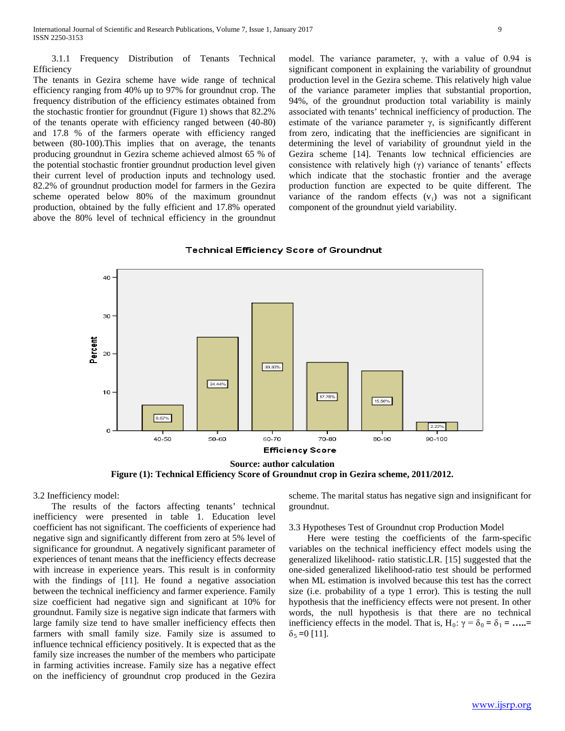3.1.1 Frequency Distribution of Tenants Technical Efficiency

The tenants in Gezira scheme have wide range of technical efficiency ranging from 40% up to 97% for groundnut crop. The frequency distribution of the efficiency estimates obtained from the stochastic frontier for groundnut (Figure 1) shows that 82.2% of the tenants operate with efficiency ranged between (40-80) and 17.8 % of the farmers operate with efficiency ranged between (80-100).This implies that on average, the tenants producing groundnut in Gezira scheme achieved almost 65 % of the potential stochastic frontier groundnut production level given their current level of production inputs and technology used. 82.2% of groundnut production model for farmers in the Gezira scheme operated below 80% of the maximum groundnut production, obtained by the fully efficient and 17.8% operated above the 80% level of technical efficiency in the groundnut model. The variance parameter, γ, with a value of 0.94 is significant component in explaining the variability of groundnut production level in the Gezira scheme. This relatively high value of the variance parameter implies that substantial proportion, 94%, of the groundnut production total variability is mainly associated with tenants' technical inefficiency of production. The estimate of the variance parameter γ, is significantly different from zero, indicating that the inefficiencies are significant in determining the level of variability of groundnut yield in the Gezira scheme [14]. Tenants low technical efficiencies are consistence with relatively high (γ) variance of tenants' effects which indicate that the stochastic frontier and the average production function are expected to be quite different. The variance of the random effects ($v_i$) was not a significant component of the groundnut yield variability.

**Technical Efficiency Score of Groundnut**

| Efficiency Score | Percent |
|---|---|
| 40-50 | 6.67% |
| 50-60 | 24.44% |
| 60-70 | 33.33% |
| 70-80 | 17.78% |
| 80-90 | 15.56% |
| 90-100 | 2.22% |

**Source: author calculation**

**Figure (1): Technical Efficiency Score of Groundnut crop in Gezira scheme, 2011/2012.**

3.2 Inefficiency model:

The results of the factors affecting tenants' technical inefficiency were presented in table 1. Education level coefficient has not significant. The coefficients of experience had negative sign and significantly different from zero at 5% level of significance for groundnut. A negatively significant parameter of experiences of tenant means that the inefficiency effects decrease with increase in experience years. This result is in conformity with the findings of [11]. He found a negative association between the technical inefficiency and farmer experience. Family size coefficient had negative sign and significant at 10% for groundnut. Family size is negative sign indicate that farmers with large family size tend to have smaller inefficiency effects then farmers with small family size. Family size is assumed to influence technical efficiency positively. It is expected that as the family size increases the number of the members who participate in farming activities increase. Family size has a negative effect on the inefficiency of groundnut crop produced in the Gezira scheme. The marital status has negative sign and insignificant for groundnut.

3.3 Hypotheses Test of Groundnut crop Production Model

Here were testing the coefficients of the farm-specific variables on the technical inefficiency effect models using the generalized likelihood- ratio statistic.LR. [15] suggested that the one-sided generalized likelihood-ratio test should be performed when ML estimation is involved because this test has the correct size (i.e. probability of a type 1 error). This is testing the null hypothesis that the inefficiency effects were not present. In other words, the null hypothesis is that there are no technical inefficiency effects in the model. That is, $H_0$: $\gamma = \delta_0 = \delta_1 = \ldots = \delta_5 = 0$ [11].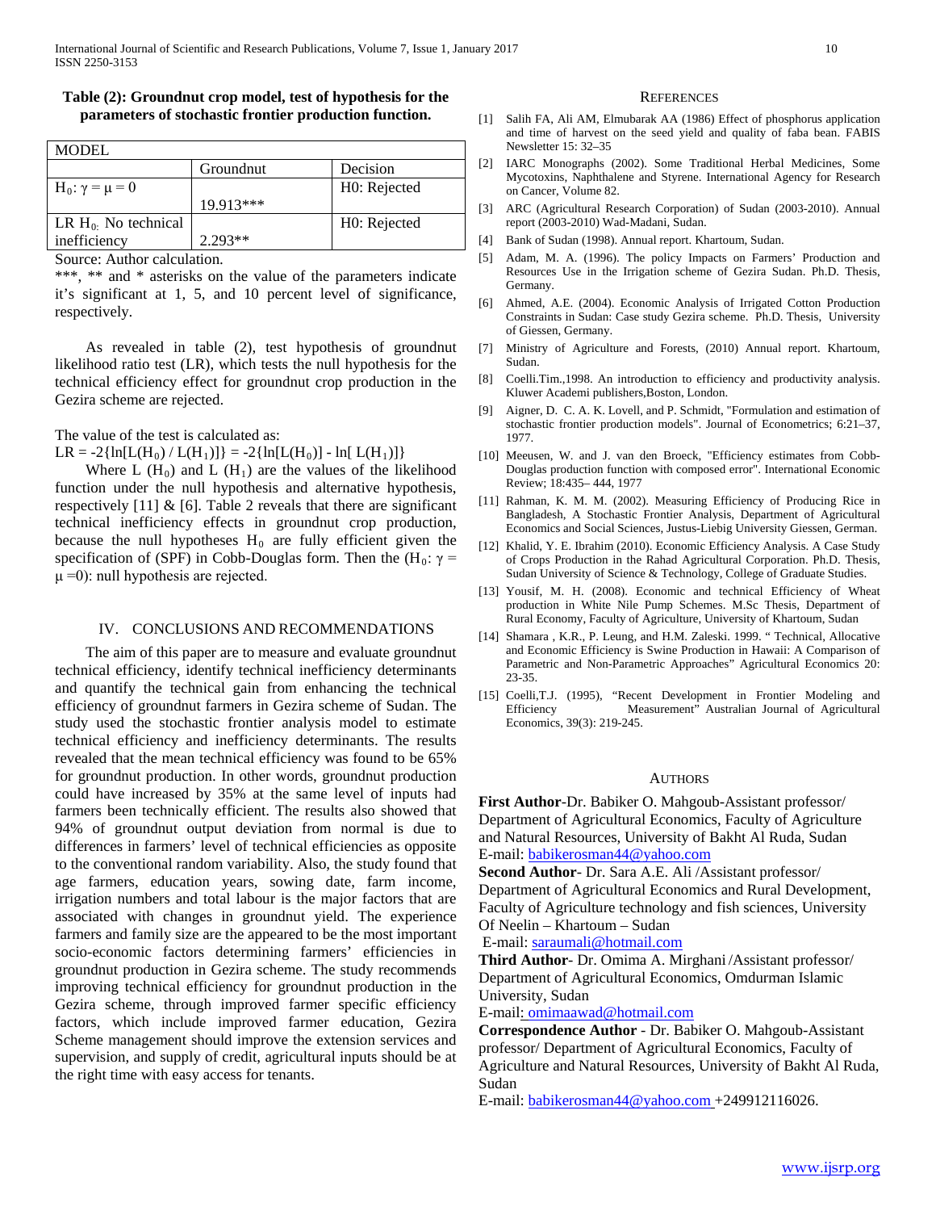**Table (2): Groundnut crop model, test of hypothesis for the parameters of stochastic frontier production function.**

| MODEL | | |
|---|---|---|
| | Groundnut | Decision |
| $H_0: \gamma = \mu = 0$ | 19.913*** | H0: Rejected |
| LR $H_0$: No technical inefficiency | 2.293** | H0: Rejected |

Source: Author calculation.

***, ** and * asterisks on the value of the parameters indicate it's significant at 1, 5, and 10 percent level of significance, respectively.

As revealed in table (2), test hypothesis of groundnut likelihood ratio test (LR), which tests the null hypothesis for the technical efficiency effect for groundnut crop production in the Gezira scheme are rejected.

The value of the test is calculated as:

$LR = -2\{\ln[L(H_0) / L(H_1)]\} = -2\{\ln[L(H_0)] - \ln[L(H_1)]\}$

Where L ($H_0$) and L ($H_1$) are the values of the likelihood function under the null hypothesis and alternative hypothesis, respectively [11] & [6]. Table 2 reveals that there are significant technical inefficiency effects in groundnut crop production, because the null hypotheses $H_0$ are fully efficient given the specification of (SPF) in Cobb-Douglas form. Then the ($H_0$: $\gamma = \mu = 0$): null hypothesis are rejected.

## IV. Conclusions and Recommendations

The aim of this paper are to measure and evaluate groundnut technical efficiency, identify technical inefficiency determinants and quantify the technical gain from enhancing the technical efficiency of groundnut farmers in Gezira scheme of Sudan. The study used the stochastic frontier analysis model to estimate technical efficiency and inefficiency determinants. The results revealed that the mean technical efficiency was found to be 65% for groundnut production. In other words, groundnut production could have increased by 35% at the same level of inputs had farmers been technically efficient. The results also showed that 94% of groundnut output deviation from normal is due to differences in farmers' level of technical efficiencies as opposite to the conventional random variability. Also, the study found that age farmers, education years, sowing date, farm income, irrigation numbers and total labour is the major factors that are associated with changes in groundnut yield. The experience farmers and family size are the appeared to be the most important socio-economic factors determining farmers' efficiencies in groundnut production in Gezira scheme. The study recommends improving technical efficiency for groundnut production in the Gezira scheme, through improved farmer specific efficiency factors, which include improved farmer education, Gezira Scheme management should improve the extension services and supervision, and supply of credit, agricultural inputs should be at the right time with easy access for tenants.

## References

[1] Salih FA, Ali AM, Elmubarak AA (1986) Effect of phosphorus application and time of harvest on the seed yield and quality of faba bean. FABIS Newsletter 15: 32–35

[2] IARC Monographs (2002). Some Traditional Herbal Medicines, Some Mycotoxins, Naphthalene and Styrene. International Agency for Research on Cancer, Volume 82.

[3] ARC (Agricultural Research Corporation) of Sudan (2003-2010). Annual report (2003-2010) Wad-Madani, Sudan.

[4] Bank of Sudan (1998). Annual report. Khartoum, Sudan.

[5] Adam, M. A. (1996). The policy Impacts on Farmers' Production and Resources Use in the Irrigation scheme of Gezira Sudan. Ph.D. Thesis, Germany.

[6] Ahmed, A.E. (2004). Economic Analysis of Irrigated Cotton Production Constraints in Sudan: Case study Gezira scheme. Ph.D. Thesis, University of Giessen, Germany.

[7] Ministry of Agriculture and Forests, (2010) Annual report. Khartoum, Sudan.

[8] Coelli.Tim.,1998. An introduction to efficiency and productivity analysis. Kluwer Academi publishers,Boston, London.

[9] Aigner, D. C. A. K. Lovell, and P. Schmidt, "Formulation and estimation of stochastic frontier production models". Journal of Econometrics; 6:21–37, 1977.

[10] Meeusen, W. and J. van den Broeck, "Efficiency estimates from Cobb-Douglas production function with composed error". International Economic Review; 18:435– 444, 1977

[11] Rahman, K. M. M. (2002). Measuring Efficiency of Producing Rice in Bangladesh, A Stochastic Frontier Analysis, Department of Agricultural Economics and Social Sciences, Justus-Liebig University Giessen, German.

[12] Khalid, Y. E. Ibrahim (2010). Economic Efficiency Analysis. A Case Study of Crops Production in the Rahad Agricultural Corporation. Ph.D. Thesis, Sudan University of Science & Technology, College of Graduate Studies.

[13] Yousif, M. H. (2008). Economic and technical Efficiency of Wheat production in White Nile Pump Schemes. M.Sc Thesis, Department of Rural Economy, Faculty of Agriculture, University of Khartoum, Sudan

[14] Shamara , K.R., P. Leung, and H.M. Zaleski. 1999. " Technical, Allocative and Economic Efficiency is Swine Production in Hawaii: A Comparison of Parametric and Non-Parametric Approaches" Agricultural Economics 20: 23-35.

[15] Coelli,T.J. (1995), "Recent Development in Frontier Modeling and Efficiency Measurement" Australian Journal of Agricultural Economics, 39(3): 219-245.

## Authors

**First Author**-Dr. Babiker O. Mahgoub-Assistant professor/ Department of Agricultural Economics, Faculty of Agriculture and Natural Resources, University of Bakht Al Ruda, Sudan
E-mail: babikerosman44@yahoo.com

**Second Author**- Dr. Sara A.E. Ali /Assistant professor/ Department of Agricultural Economics and Rural Development, Faculty of Agriculture technology and fish sciences, University Of Neelin – Khartoum – Sudan
E-mail: saraumali@hotmail.com

**Third Author**- Dr. Omima A. Mirghani /Assistant professor/ Department of Agricultural Economics, Omdurman Islamic University, Sudan
E-mail: omimaawad@hotmail.com

**Correspondence Author** - Dr. Babiker O. Mahgoub-Assistant professor/ Department of Agricultural Economics, Faculty of Agriculture and Natural Resources, University of Bakht Al Ruda, Sudan
E-mail: babikerosman44@yahoo.com +249912116026.